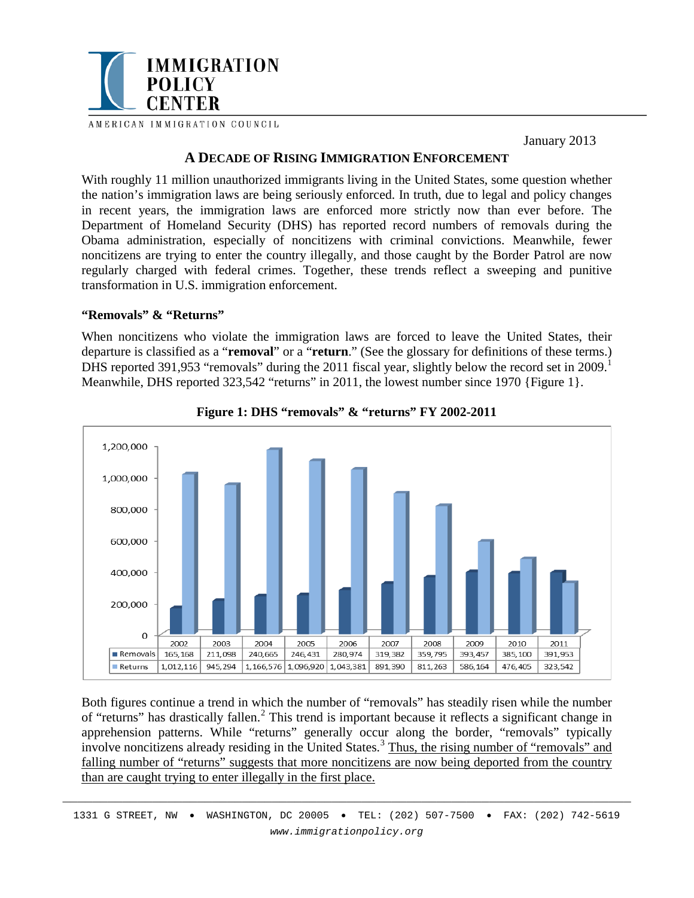IMMIGRATION POLICY CENTER

AMERICAN IMMIGRATION COUNCIL

January 2013

# A DECADE OF RISING IMMIGRATION ENFORCEMENT

With roughly 11 million unauthorized immigrants living in the United States, some question whether the nation's immigration laws are being seriously enforced. In truth, due to legal and policy changes in recent years, the immigration laws are enforced more strictly now than ever before. The Department of Homeland Security (DHS) has reported record numbers of removals during the Obama administration, especially of noncitizens with criminal convictions. Meanwhile, fewer noncitizens are trying to enter the country illegally, and those caught by the Border Patrol are now regularly charged with federal crimes. Together, these trends reflect a sweeping and punitive transformation in U.S. immigration enforcement.

### "Removals" & "Returns"

When noncitizens who violate the immigration laws are forced to leave the United States, their departure is classified as a "**removal**" or a "**return**." (See the glossary for definitions of these terms.) DHS reported 391,953 "removals" during the 2011 fiscal year, slightly below the record set in 2009.[1] Meanwhile, DHS reported 323,542 "returns" in 2011, the lowest number since 1970 {Figure 1}.

**Figure 1: DHS "removals" & "returns" FY 2002-2011**

| | 2002 | 2003 | 2004 | 2005 | 2006 | 2007 | 2008 | 2009 | 2010 | 2011 |
|---|---|---|---|---|---|---|---|---|---|---|
| Removals | 165,168 | 211,098 | 240,665 | 246,431 | 280,974 | 319,382 | 359,795 | 393,457 | 385,100 | 391,953 |
| Returns | 1,012,116 | 945,294 | 1,166,576 | 1,096,920 | 1,043,381 | 891,390 | 811,263 | 586,164 | 476,405 | 323,542 |

Both figures continue a trend in which the number of "removals" has steadily risen while the number of "returns" has drastically fallen.[2] This trend is important because it reflects a significant change in apprehension patterns. While "returns" generally occur along the border, "removals" typically involve noncitizens already residing in the United States.[3] Thus, the rising number of "removals" and falling number of "returns" suggests that more noncitizens are now being deported from the country than are caught trying to enter illegally in the first place.

1331 G STREET, NW • WASHINGTON, DC 20005 • TEL: (202) 507-7500 • FAX: (202) 742-5619
www.immigrationpolicy.org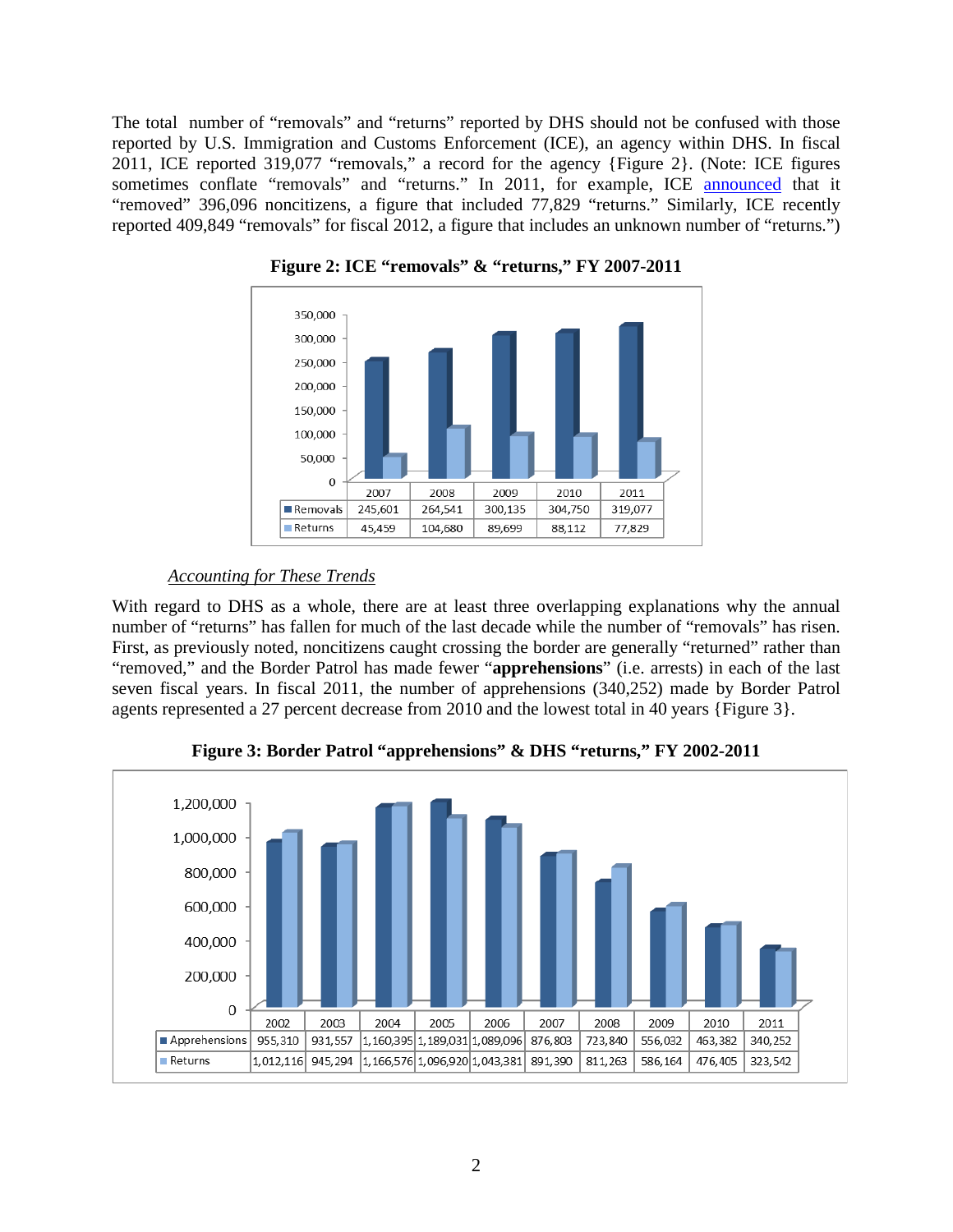The total number of "removals" and "returns" reported by DHS should not be confused with those reported by U.S. Immigration and Customs Enforcement (ICE), an agency within DHS. In fiscal 2011, ICE reported 319,077 "removals," a record for the agency {Figure 2}. (Note: ICE figures sometimes conflate "removals" and "returns." In 2011, for example, ICE announced that it "removed" 396,096 noncitizens, a figure that included 77,829 "returns." Similarly, ICE recently reported 409,849 "removals" for fiscal 2012, a figure that includes an unknown number of "returns.")

**Figure 2: ICE "removals" & "returns," FY 2007-2011**

| | 2007 | 2008 | 2009 | 2010 | 2011 |
|---|---|---|---|---|---|
| Removals | 245,601 | 264,541 | 300,135 | 304,750 | 319,077 |
| Returns | 45,459 | 104,680 | 89,699 | 88,112 | 77,829 |

*Accounting for These Trends*

With regard to DHS as a whole, there are at least three overlapping explanations why the annual number of "returns" has fallen for much of the last decade while the number of "removals" has risen. First, as previously noted, noncitizens caught crossing the border are generally "returned" rather than "removed," and the Border Patrol has made fewer "**apprehensions**" (i.e. arrests) in each of the last seven fiscal years. In fiscal 2011, the number of apprehensions (340,252) made by Border Patrol agents represented a 27 percent decrease from 2010 and the lowest total in 40 years {Figure 3}.

**Figure 3: Border Patrol "apprehensions" & DHS "returns," FY 2002-2011**

| | 2002 | 2003 | 2004 | 2005 | 2006 | 2007 | 2008 | 2009 | 2010 | 2011 |
|---|---|---|---|---|---|---|---|---|---|---|
| Apprehensions | 955,310 | 931,557 | 1,160,395 | 1,189,031 | 1,089,096 | 876,803 | 723,840 | 556,032 | 463,382 | 340,252 |
| Returns | 1,012,116 | 945,294 | 1,166,576 | 1,096,920 | 1,043,381 | 891,390 | 811,263 | 586,164 | 476,405 | 323,542 |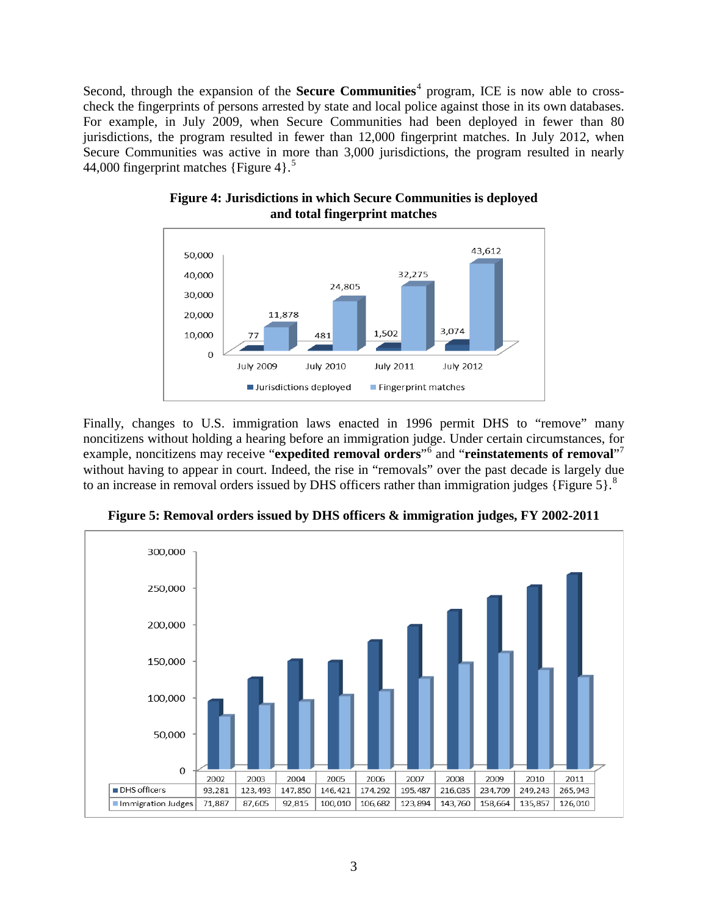Second, through the expansion of the **Secure Communities**[4] program, ICE is now able to cross-check the fingerprints of persons arrested by state and local police against those in its own databases. For example, in July 2009, when Secure Communities had been deployed in fewer than 80 jurisdictions, the program resulted in fewer than 12,000 fingerprint matches. In July 2012, when Secure Communities was active in more than 3,000 jurisdictions, the program resulted in nearly 44,000 fingerprint matches {Figure 4}.[5]

**Figure 4: Jurisdictions in which Secure Communities is deployed and total fingerprint matches**

| | July 2009 | July 2010 | July 2011 | July 2012 |
|---|---|---|---|---|
| Jurisdictions deployed | 77 | 481 | 1,502 | 3,074 |
| Fingerprint matches | 11,878 | 24,805 | 32,275 | 43,612 |

Finally, changes to U.S. immigration laws enacted in 1996 permit DHS to "remove" many noncitizens without holding a hearing before an immigration judge. Under certain circumstances, for example, noncitizens may receive "**expedited removal orders**"[6] and "**reinstatements of removal**"[7] without having to appear in court. Indeed, the rise in "removals" over the past decade is largely due to an increase in removal orders issued by DHS officers rather than immigration judges {Figure 5}.[8]

**Figure 5: Removal orders issued by DHS officers & immigration judges, FY 2002-2011**

| | 2002 | 2003 | 2004 | 2005 | 2006 | 2007 | 2008 | 2009 | 2010 | 2011 |
|---|---|---|---|---|---|---|---|---|---|---|
| DHS officers | 93,281 | 123,493 | 147,850 | 146,421 | 174,292 | 195,487 | 216,035 | 234,709 | 249,243 | 265,943 |
| Immigration Judges | 71,887 | 87,605 | 92,815 | 100,010 | 106,682 | 123,894 | 143,760 | 158,664 | 135,857 | 126,010 |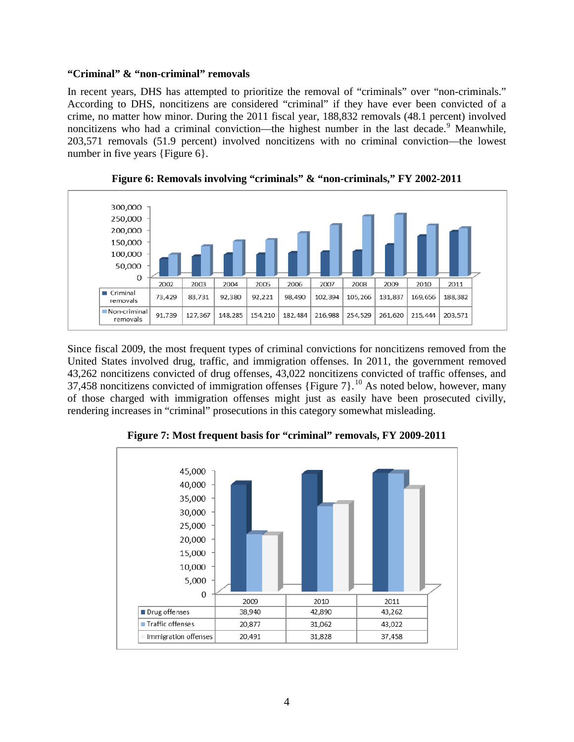**"Criminal" & "non-criminal" removals**

In recent years, DHS has attempted to prioritize the removal of "criminals" over "non-criminals." According to DHS, noncitizens are considered "criminal" if they have ever been convicted of a crime, no matter how minor. During the 2011 fiscal year, 188,832 removals (48.1 percent) involved noncitizens who had a criminal conviction—the highest number in the last decade.[9] Meanwhile, 203,571 removals (51.9 percent) involved noncitizens with no criminal conviction—the lowest number in five years {Figure 6}.

**Figure 6: Removals involving "criminals" & "non-criminals," FY 2002-2011**

| | 2002 | 2003 | 2004 | 2005 | 2006 | 2007 | 2008 | 2009 | 2010 | 2011 |
|---|---|---|---|---|---|---|---|---|---|---|
| Criminal removals | 73,429 | 83,731 | 92,380 | 92,221 | 98,490 | 102,394 | 105,266 | 131,837 | 169,656 | 188,382 |
| Non-criminal removals | 91,739 | 127,367 | 148,285 | 154,210 | 182,484 | 216,988 | 254,529 | 261,620 | 215,444 | 203,571 |

Since fiscal 2009, the most frequent types of criminal convictions for noncitizens removed from the United States involved drug, traffic, and immigration offenses. In 2011, the government removed 43,262 noncitizens convicted of drug offenses, 43,022 noncitizens convicted of traffic offenses, and 37,458 noncitizens convicted of immigration offenses {Figure 7}.[10] As noted below, however, many of those charged with immigration offenses might just as easily have been prosecuted civilly, rendering increases in "criminal" prosecutions in this category somewhat misleading.

**Figure 7: Most frequent basis for "criminal" removals, FY 2009-2011**

| | 2009 | 2010 | 2011 |
|---|---|---|---|
| Drug offenses | 38,940 | 42,890 | 43,262 |
| Traffic offenses | 20,877 | 31,062 | 43,022 |
| Immigration offenses | 20,491 | 31,828 | 37,458 |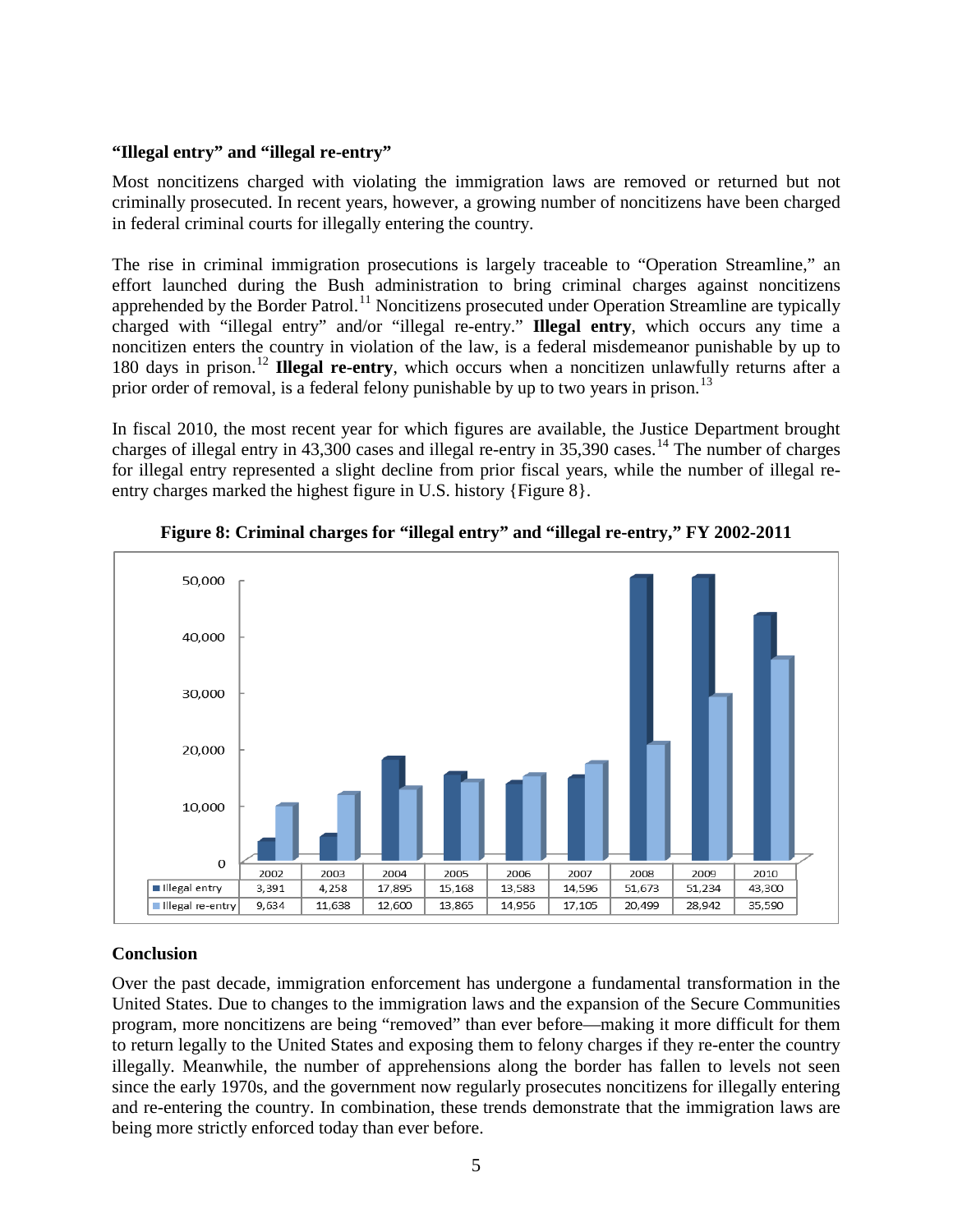### "Illegal entry" and "illegal re-entry"

Most noncitizens charged with violating the immigration laws are removed or returned but not criminally prosecuted. In recent years, however, a growing number of noncitizens have been charged in federal criminal courts for illegally entering the country.

The rise in criminal immigration prosecutions is largely traceable to "Operation Streamline," an effort launched during the Bush administration to bring criminal charges against noncitizens apprehended by the Border Patrol.[11] Noncitizens prosecuted under Operation Streamline are typically charged with "illegal entry" and/or "illegal re-entry." **Illegal entry**, which occurs any time a noncitizen enters the country in violation of the law, is a federal misdemeanor punishable by up to 180 days in prison.[12] **Illegal re-entry**, which occurs when a noncitizen unlawfully returns after a prior order of removal, is a federal felony punishable by up to two years in prison.[13]

In fiscal 2010, the most recent year for which figures are available, the Justice Department brought charges of illegal entry in 43,300 cases and illegal re-entry in 35,390 cases.[14] The number of charges for illegal entry represented a slight decline from prior fiscal years, while the number of illegal re-entry charges marked the highest figure in U.S. history {Figure 8}.

**Figure 8: Criminal charges for "illegal entry" and "illegal re-entry," FY 2002-2011**

| | 2002 | 2003 | 2004 | 2005 | 2006 | 2007 | 2008 | 2009 | 2010 |
|---|---|---|---|---|---|---|---|---|---|
| Illegal entry | 3,391 | 4,258 | 17,895 | 15,168 | 13,583 | 14,596 | 51,673 | 51,234 | 43,300 |
| Illegal re-entry | 9,634 | 11,638 | 12,600 | 13,865 | 14,956 | 17,105 | 20,499 | 28,942 | 35,590 |

### Conclusion

Over the past decade, immigration enforcement has undergone a fundamental transformation in the United States. Due to changes to the immigration laws and the expansion of the Secure Communities program, more noncitizens are being "removed" than ever before—making it more difficult for them to return legally to the United States and exposing them to felony charges if they re-enter the country illegally. Meanwhile, the number of apprehensions along the border has fallen to levels not seen since the early 1970s, and the government now regularly prosecutes noncitizens for illegally entering and re-entering the country. In combination, these trends demonstrate that the immigration laws are being more strictly enforced today than ever before.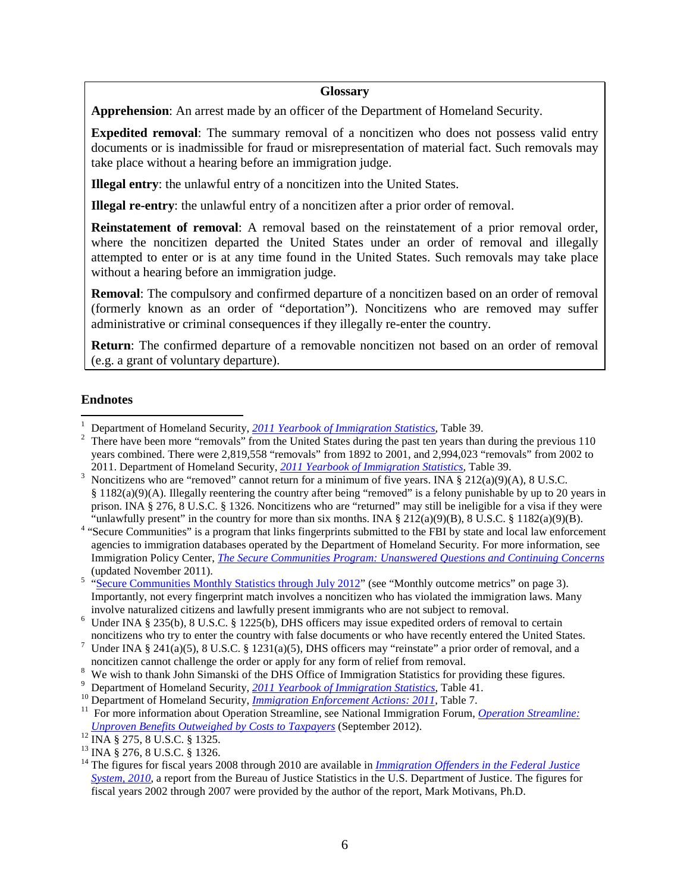**Glossary**

**Apprehension**: An arrest made by an officer of the Department of Homeland Security.

**Expedited removal**: The summary removal of a noncitizen who does not possess valid entry documents or is inadmissible for fraud or misrepresentation of material fact. Such removals may take place without a hearing before an immigration judge.

**Illegal entry**: the unlawful entry of a noncitizen into the United States.

**Illegal re-entry**: the unlawful entry of a noncitizen after a prior order of removal.

**Reinstatement of removal**: A removal based on the reinstatement of a prior removal order, where the noncitizen departed the United States under an order of removal and illegally attempted to enter or is at any time found in the United States. Such removals may take place without a hearing before an immigration judge.

**Removal**: The compulsory and confirmed departure of a noncitizen based on an order of removal (formerly known as an order of "deportation"). Noncitizens who are removed may suffer administrative or criminal consequences if they illegally re-enter the country.

**Return**: The confirmed departure of a removable noncitizen not based on an order of removal (e.g. a grant of voluntary departure).

## Endnotes

[1] Department of Homeland Security, *2011 Yearbook of Immigration Statistics*, Table 39.

[2] There have been more "removals" from the United States during the past ten years than during the previous 110 years combined. There were 2,819,558 "removals" from 1892 to 2001, and 2,994,023 "removals" from 2002 to 2011. Department of Homeland Security, *2011 Yearbook of Immigration Statistics*, Table 39.

[3] Noncitizens who are "removed" cannot return for a minimum of five years. INA § 212(a)(9)(A), 8 U.S.C. § 1182(a)(9)(A). Illegally reentering the country after being "removed" is a felony punishable by up to 20 years in prison. INA § 276, 8 U.S.C. § 1326. Noncitizens who are "returned" may still be ineligible for a visa if they were "unlawfully present" in the country for more than six months. INA § 212(a)(9)(B), 8 U.S.C. § 1182(a)(9)(B).

[4] "Secure Communities" is a program that links fingerprints submitted to the FBI by state and local law enforcement agencies to immigration databases operated by the Department of Homeland Security. For more information, see Immigration Policy Center, *The Secure Communities Program: Unanswered Questions and Continuing Concerns* (updated November 2011).

[5] "Secure Communities Monthly Statistics through July 2012" (see "Monthly outcome metrics" on page 3). Importantly, not every fingerprint match involves a noncitizen who has violated the immigration laws. Many involve naturalized citizens and lawfully present immigrants who are not subject to removal.

[6] Under INA § 235(b), 8 U.S.C. § 1225(b), DHS officers may issue expedited orders of removal to certain noncitizens who try to enter the country with false documents or who have recently entered the United States.

[7] Under INA § 241(a)(5), 8 U.S.C. § 1231(a)(5), DHS officers may "reinstate" a prior order of removal, and a noncitizen cannot challenge the order or apply for any form of relief from removal.

[8] We wish to thank John Simanski of the DHS Office of Immigration Statistics for providing these figures.

[9] Department of Homeland Security, *2011 Yearbook of Immigration Statistics*, Table 41.

[10] Department of Homeland Security, *Immigration Enforcement Actions: 2011*, Table 7.

[11] For more information about Operation Streamline, see National Immigration Forum, *Operation Streamline: Unproven Benefits Outweighed by Costs to Taxpayers* (September 2012).

[12] INA § 275, 8 U.S.C. § 1325.

[13] INA § 276, 8 U.S.C. § 1326.

[14] The figures for fiscal years 2008 through 2010 are available in *Immigration Offenders in the Federal Justice System, 2010*, a report from the Bureau of Justice Statistics in the U.S. Department of Justice. The figures for fiscal years 2002 through 2007 were provided by the author of the report, Mark Motivans, Ph.D.